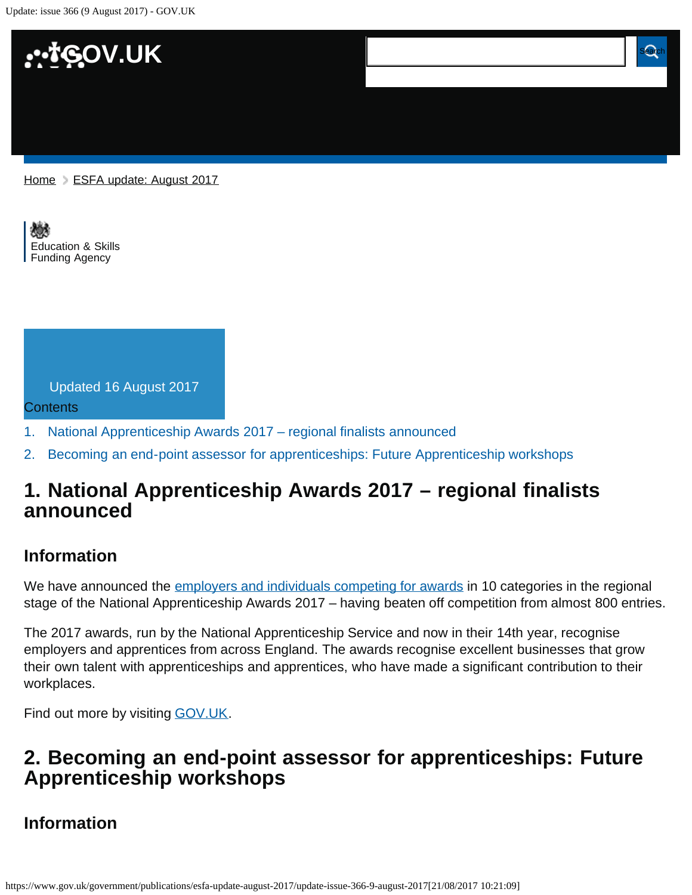Home > ESFA update: August 2017

Education & Skills Funding Agency

Updated 16 August 2017

Contents

1. National Apprenticeship Awards 2017 – regional finalists announced
2. Becoming an end-point assessor for apprenticeships: Future Apprenticeship workshops

## 1. National Apprenticeship Awards 2017 – regional finalists announced

### Information

We have announced the employers and individuals competing for awards in 10 categories in the regional stage of the National Apprenticeship Awards 2017 – having beaten off competition from almost 800 entries.

The 2017 awards, run by the National Apprenticeship Service and now in their 14th year, recognise employers and apprentices from across England. The awards recognise excellent businesses that grow their own talent with apprenticeships and apprentices, who have made a significant contribution to their workplaces.

Find out more by visiting GOV.UK.

## 2. Becoming an end-point assessor for apprenticeships: Future Apprenticeship workshops

### Information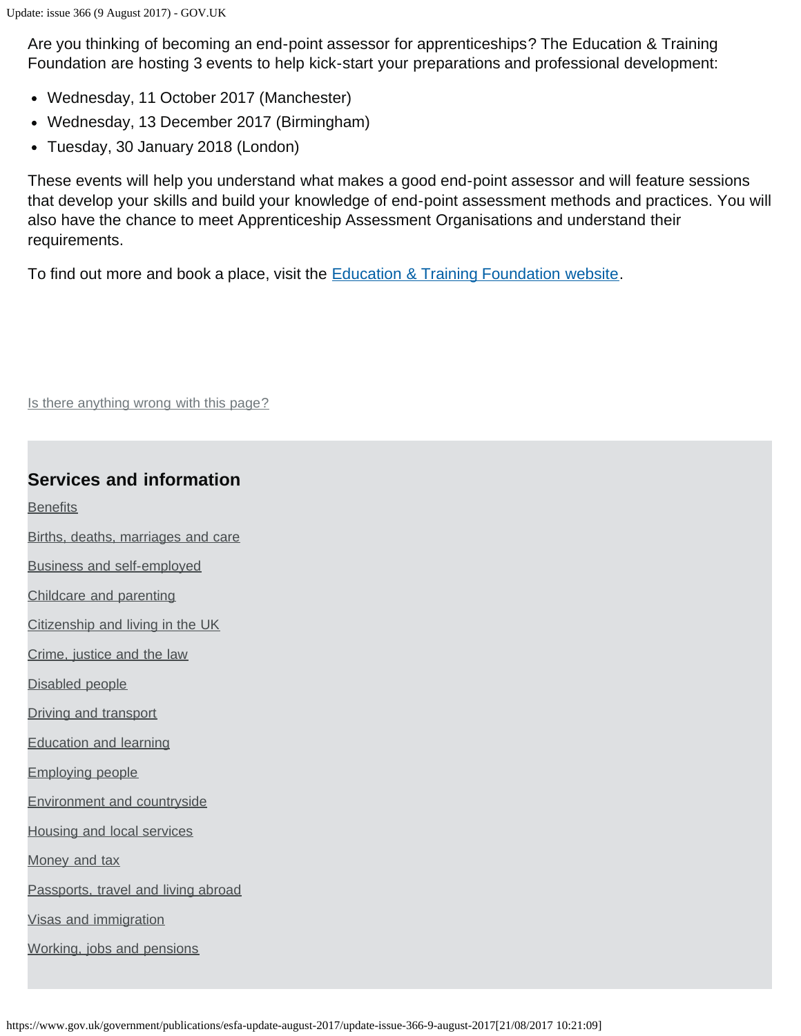Are you thinking of becoming an end-point assessor for apprenticeships? The Education & Training Foundation are hosting 3 events to help kick-start your preparations and professional development:

- Wednesday, 11 October 2017 (Manchester)
- Wednesday, 13 December 2017 (Birmingham)
- Tuesday, 30 January 2018 (London)

These events will help you understand what makes a good end-point assessor and will feature sessions that develop your skills and build your knowledge of end-point assessment methods and practices. You will also have the chance to meet Apprenticeship Assessment Organisations and understand their requirements.

To find out more and book a place, visit the Education & Training Foundation website.

Is there anything wrong with this page?

## Services and information

Benefits

Births, deaths, marriages and care

Business and self-employed

Childcare and parenting

Citizenship and living in the UK

Crime, justice and the law

Disabled people

Driving and transport

Education and learning

Employing people

Environment and countryside

Housing and local services

Money and tax

Passports, travel and living abroad

Visas and immigration

Working, jobs and pensions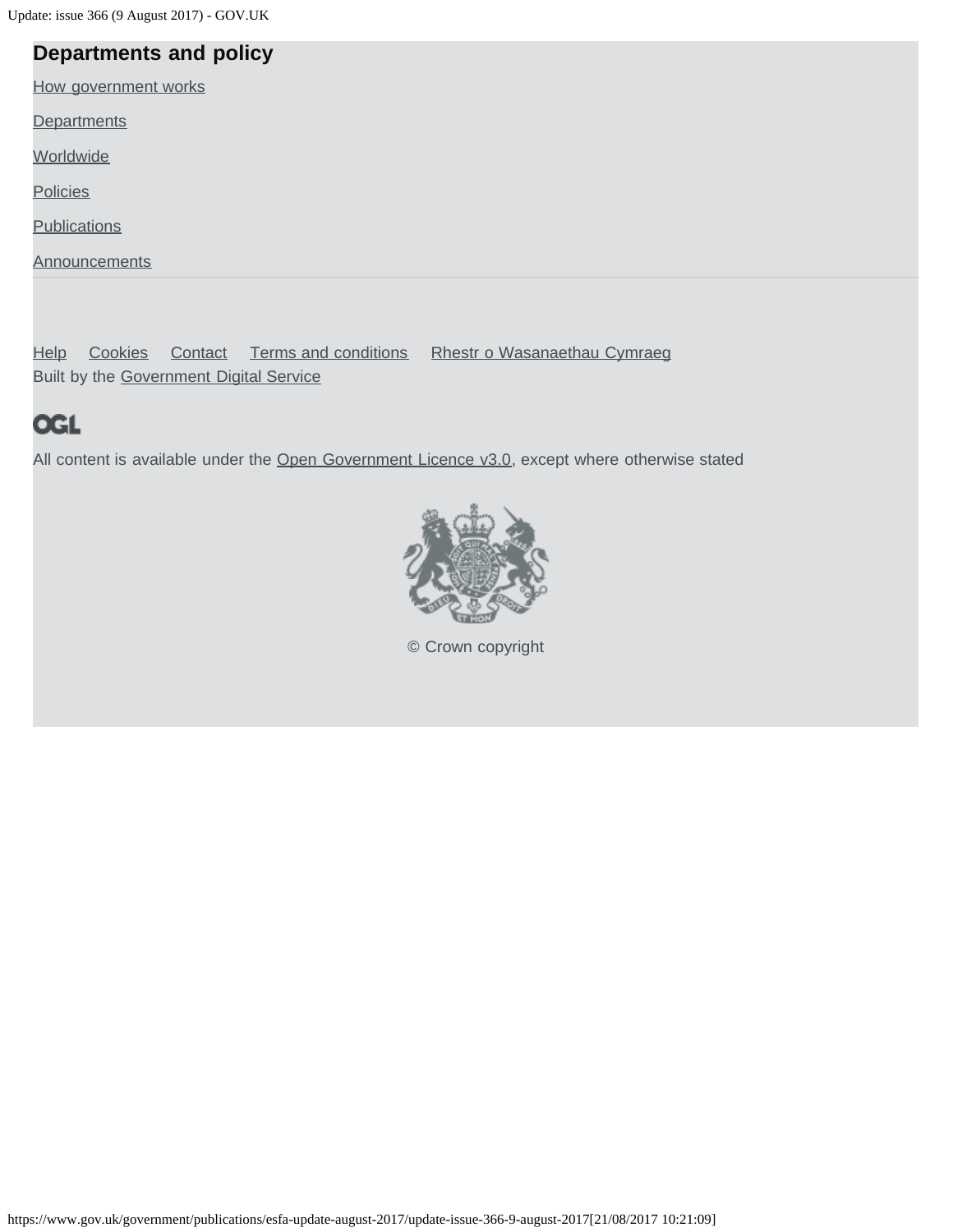## Departments and policy

How government works

Departments

Worldwide

Policies

Publications

Announcements

Help Cookies Contact Terms and conditions Rhestr o Wasanaethau Cymraeg

Built by the Government Digital Service

OGL

All content is available under the Open Government Licence v3.0, except where otherwise stated

© Crown copyright